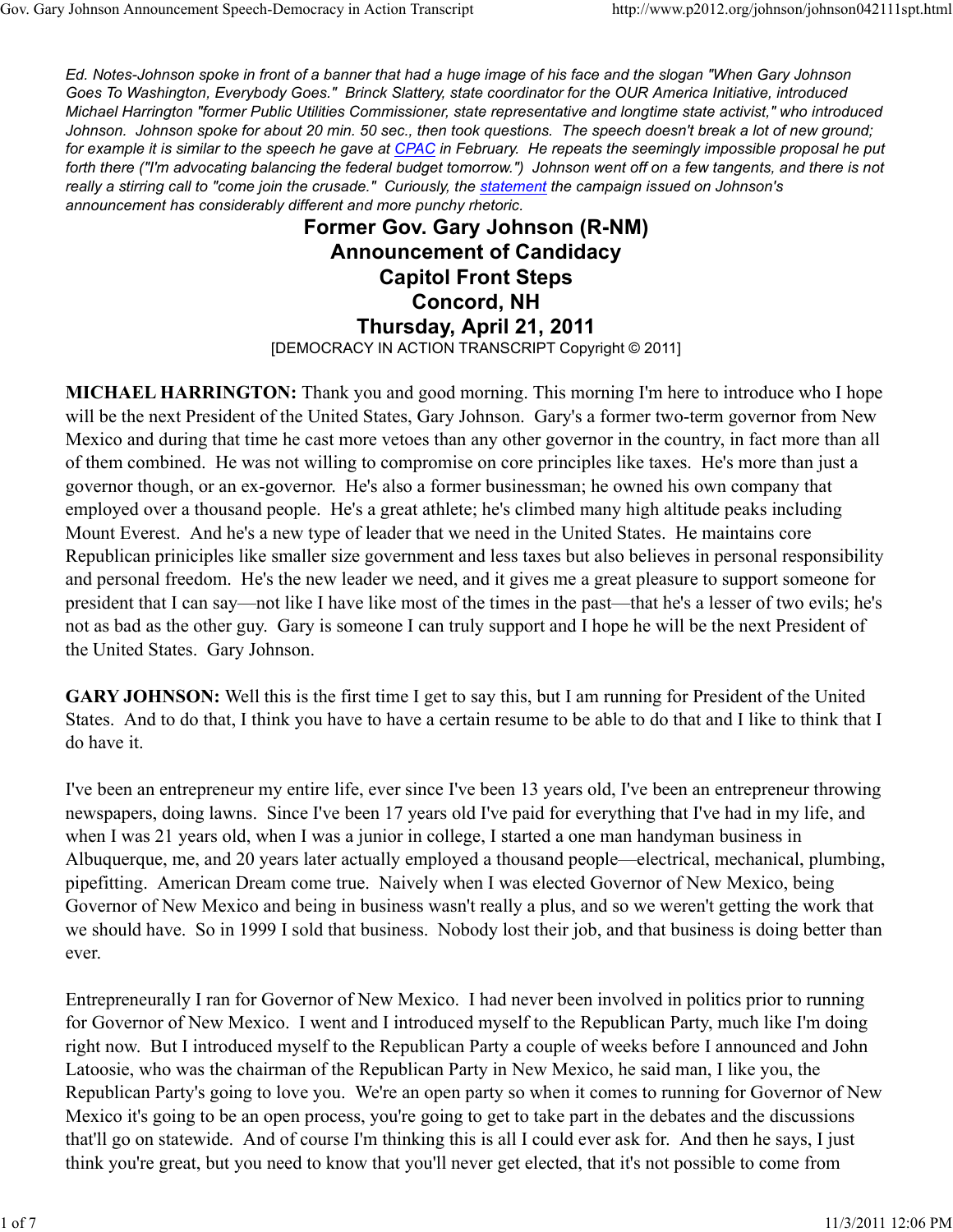*Ed. Notes-Johnson spoke in front of a banner that had a huge image of his face and the slogan "When Gary Johnson Goes To Washington, Everybody Goes." Brinck Slattery, state coordinator for the OUR America Initiative, introduced Michael Harrington "former Public Utilities Commissioner, state representative and longtime state activist," who introduced Johnson. Johnson spoke for about 20 min. 50 sec., then took questions. The speech doesn't break a lot of new ground; for example it is similar to the speech he gave at CPAC in February. He repeats the seemingly impossible proposal he put forth there ("I'm advocating balancing the federal budget tomorrow.") Johnson went off on a few tangents, and there is not really a stirring call to "come join the crusade." Curiously, the statement the campaign issued on Johnson's announcement has considerably different and more punchy rhetoric.*

# Former Gov. Gary Johnson (R-NM)
# Announcement of Candidacy
# Capitol Front Steps
# Concord, NH
# Thursday, April 21, 2011

[DEMOCRACY IN ACTION TRANSCRIPT Copyright © 2011]

**MICHAEL HARRINGTON:** Thank you and good morning. This morning I'm here to introduce who I hope will be the next President of the United States, Gary Johnson. Gary's a former two-term governor from New Mexico and during that time he cast more vetoes than any other governor in the country, in fact more than all of them combined. He was not willing to compromise on core principles like taxes. He's more than just a governor though, or an ex-governor. He's also a former businessman; he owned his own company that employed over a thousand people. He's a great athlete; he's climbed many high altitude peaks including Mount Everest. And he's a new type of leader that we need in the United States. He maintains core Republican priniciples like smaller size government and less taxes but also believes in personal responsibility and personal freedom. He's the new leader we need, and it gives me a great pleasure to support someone for president that I can say—not like I have like most of the times in the past—that he's a lesser of two evils; he's not as bad as the other guy. Gary is someone I can truly support and I hope he will be the next President of the United States. Gary Johnson.

**GARY JOHNSON:** Well this is the first time I get to say this, but I am running for President of the United States. And to do that, I think you have to have a certain resume to be able to do that and I like to think that I do have it.

I've been an entrepreneur my entire life, ever since I've been 13 years old, I've been an entrepreneur throwing newspapers, doing lawns. Since I've been 17 years old I've paid for everything that I've had in my life, and when I was 21 years old, when I was a junior in college, I started a one man handyman business in Albuquerque, me, and 20 years later actually employed a thousand people—electrical, mechanical, plumbing, pipefitting. American Dream come true. Naively when I was elected Governor of New Mexico, being Governor of New Mexico and being in business wasn't really a plus, and so we weren't getting the work that we should have. So in 1999 I sold that business. Nobody lost their job, and that business is doing better than ever.

Entrepreneurally I ran for Governor of New Mexico. I had never been involved in politics prior to running for Governor of New Mexico. I went and I introduced myself to the Republican Party, much like I'm doing right now. But I introduced myself to the Republican Party a couple of weeks before I announced and John Latoosie, who was the chairman of the Republican Party in New Mexico, he said man, I like you, the Republican Party's going to love you. We're an open party so when it comes to running for Governor of New Mexico it's going to be an open process, you're going to get to take part in the debates and the discussions that'll go on statewide. And of course I'm thinking this is all I could ever ask for. And then he says, I just think you're great, but you need to know that you'll never get elected, that it's not possible to come from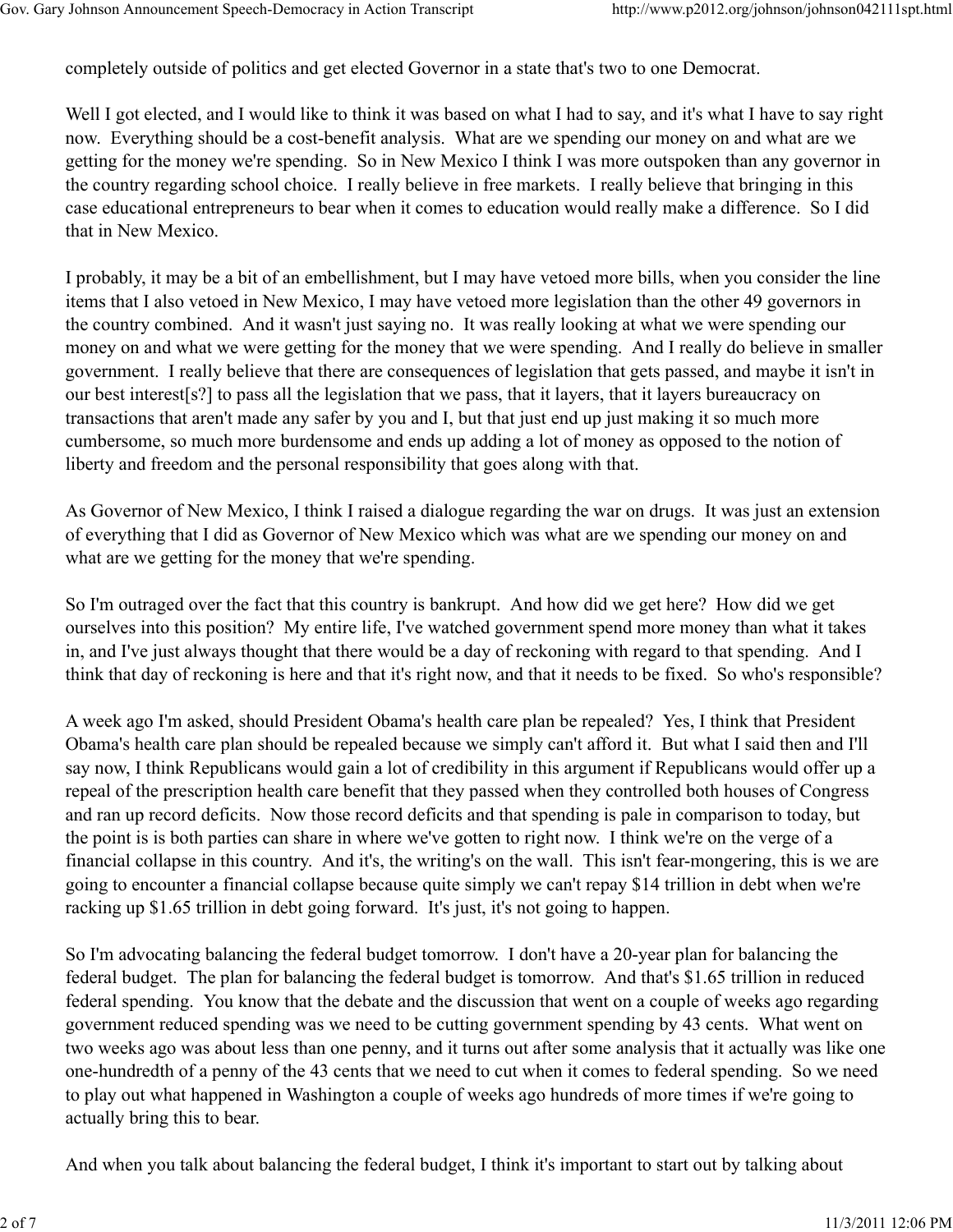completely outside of politics and get elected Governor in a state that's two to one Democrat.

Well I got elected, and I would like to think it was based on what I had to say, and it's what I have to say right now. Everything should be a cost-benefit analysis. What are we spending our money on and what are we getting for the money we're spending. So in New Mexico I think I was more outspoken than any governor in the country regarding school choice. I really believe in free markets. I really believe that bringing in this case educational entrepreneurs to bear when it comes to education would really make a difference. So I did that in New Mexico.

I probably, it may be a bit of an embellishment, but I may have vetoed more bills, when you consider the line items that I also vetoed in New Mexico, I may have vetoed more legislation than the other 49 governors in the country combined. And it wasn't just saying no. It was really looking at what we were spending our money on and what we were getting for the money that we were spending. And I really do believe in smaller government. I really believe that there are consequences of legislation that gets passed, and maybe it isn't in our best interest[s?] to pass all the legislation that we pass, that it layers, that it layers bureaucracy on transactions that aren't made any safer by you and I, but that just end up just making it so much more cumbersome, so much more burdensome and ends up adding a lot of money as opposed to the notion of liberty and freedom and the personal responsibility that goes along with that.

As Governor of New Mexico, I think I raised a dialogue regarding the war on drugs. It was just an extension of everything that I did as Governor of New Mexico which was what are we spending our money on and what are we getting for the money that we're spending.

So I'm outraged over the fact that this country is bankrupt. And how did we get here? How did we get ourselves into this position? My entire life, I've watched government spend more money than what it takes in, and I've just always thought that there would be a day of reckoning with regard to that spending. And I think that day of reckoning is here and that it's right now, and that it needs to be fixed. So who's responsible?

A week ago I'm asked, should President Obama's health care plan be repealed? Yes, I think that President Obama's health care plan should be repealed because we simply can't afford it. But what I said then and I'll say now, I think Republicans would gain a lot of credibility in this argument if Republicans would offer up a repeal of the prescription health care benefit that they passed when they controlled both houses of Congress and ran up record deficits. Now those record deficits and that spending is pale in comparison to today, but the point is is both parties can share in where we've gotten to right now. I think we're on the verge of a financial collapse in this country. And it's, the writing's on the wall. This isn't fear-mongering, this is we are going to encounter a financial collapse because quite simply we can't repay $14 trillion in debt when we're racking up $1.65 trillion in debt going forward. It's just, it's not going to happen.

So I'm advocating balancing the federal budget tomorrow. I don't have a 20-year plan for balancing the federal budget. The plan for balancing the federal budget is tomorrow. And that's $1.65 trillion in reduced federal spending. You know that the debate and the discussion that went on a couple of weeks ago regarding government reduced spending was we need to be cutting government spending by 43 cents. What went on two weeks ago was about less than one penny, and it turns out after some analysis that it actually was like one one-hundredth of a penny of the 43 cents that we need to cut when it comes to federal spending. So we need to play out what happened in Washington a couple of weeks ago hundreds of more times if we're going to actually bring this to bear.

And when you talk about balancing the federal budget, I think it's important to start out by talking about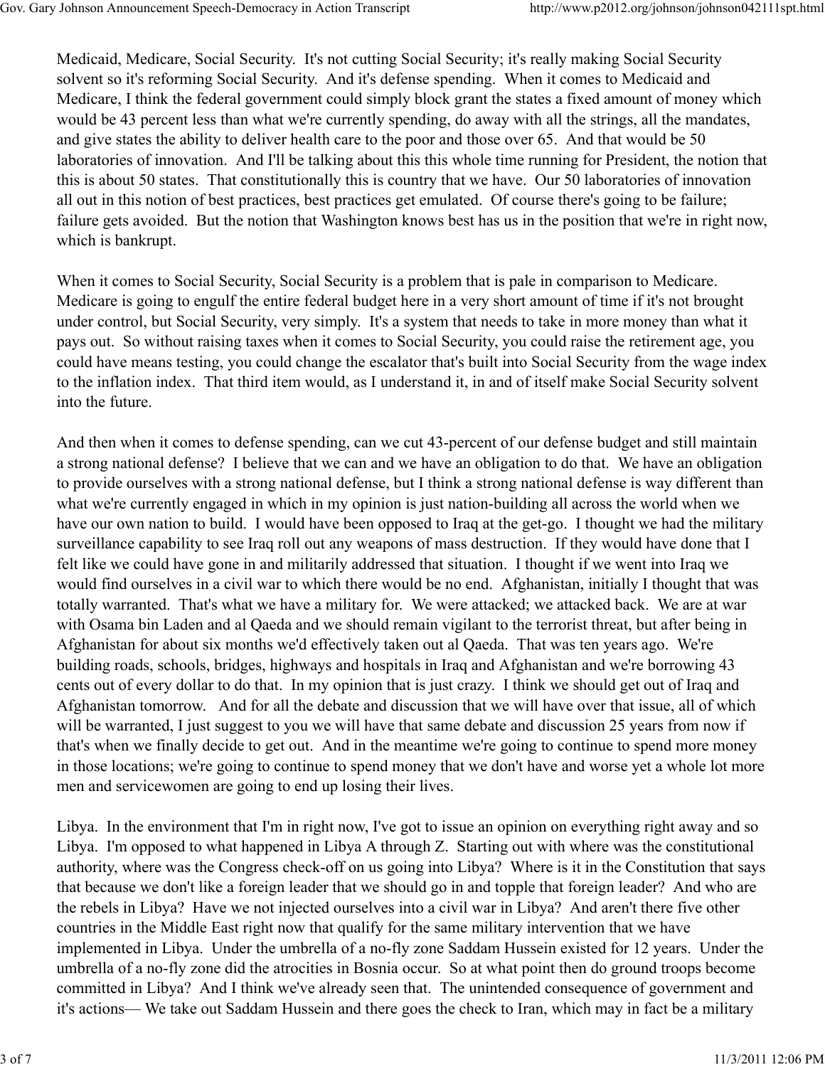Medicaid, Medicare, Social Security. It's not cutting Social Security; it's really making Social Security solvent so it's reforming Social Security. And it's defense spending. When it comes to Medicaid and Medicare, I think the federal government could simply block grant the states a fixed amount of money which would be 43 percent less than what we're currently spending, do away with all the strings, all the mandates, and give states the ability to deliver health care to the poor and those over 65. And that would be 50 laboratories of innovation. And I'll be talking about this this whole time running for President, the notion that this is about 50 states. That constitutionally this is country that we have. Our 50 laboratories of innovation all out in this notion of best practices, best practices get emulated. Of course there's going to be failure; failure gets avoided. But the notion that Washington knows best has us in the position that we're in right now, which is bankrupt.

When it comes to Social Security, Social Security is a problem that is pale in comparison to Medicare. Medicare is going to engulf the entire federal budget here in a very short amount of time if it's not brought under control, but Social Security, very simply. It's a system that needs to take in more money than what it pays out. So without raising taxes when it comes to Social Security, you could raise the retirement age, you could have means testing, you could change the escalator that's built into Social Security from the wage index to the inflation index. That third item would, as I understand it, in and of itself make Social Security solvent into the future.

And then when it comes to defense spending, can we cut 43-percent of our defense budget and still maintain a strong national defense? I believe that we can and we have an obligation to do that. We have an obligation to provide ourselves with a strong national defense, but I think a strong national defense is way different than what we're currently engaged in which in my opinion is just nation-building all across the world when we have our own nation to build. I would have been opposed to Iraq at the get-go. I thought we had the military surveillance capability to see Iraq roll out any weapons of mass destruction. If they would have done that I felt like we could have gone in and militarily addressed that situation. I thought if we went into Iraq we would find ourselves in a civil war to which there would be no end. Afghanistan, initially I thought that was totally warranted. That's what we have a military for. We were attacked; we attacked back. We are at war with Osama bin Laden and al Qaeda and we should remain vigilant to the terrorist threat, but after being in Afghanistan for about six months we'd effectively taken out al Qaeda. That was ten years ago. We're building roads, schools, bridges, highways and hospitals in Iraq and Afghanistan and we're borrowing 43 cents out of every dollar to do that. In my opinion that is just crazy. I think we should get out of Iraq and Afghanistan tomorrow. And for all the debate and discussion that we will have over that issue, all of which will be warranted, I just suggest to you we will have that same debate and discussion 25 years from now if that's when we finally decide to get out. And in the meantime we're going to continue to spend more money in those locations; we're going to continue to spend money that we don't have and worse yet a whole lot more men and servicewomen are going to end up losing their lives.

Libya. In the environment that I'm in right now, I've got to issue an opinion on everything right away and so Libya. I'm opposed to what happened in Libya A through Z. Starting out with where was the constitutional authority, where was the Congress check-off on us going into Libya? Where is it in the Constitution that says that because we don't like a foreign leader that we should go in and topple that foreign leader? And who are the rebels in Libya? Have we not injected ourselves into a civil war in Libya? And aren't there five other countries in the Middle East right now that qualify for the same military intervention that we have implemented in Libya. Under the umbrella of a no-fly zone Saddam Hussein existed for 12 years. Under the umbrella of a no-fly zone did the atrocities in Bosnia occur. So at what point then do ground troops become committed in Libya? And I think we've already seen that. The unintended consequence of government and it's actions— We take out Saddam Hussein and there goes the check to Iran, which may in fact be a military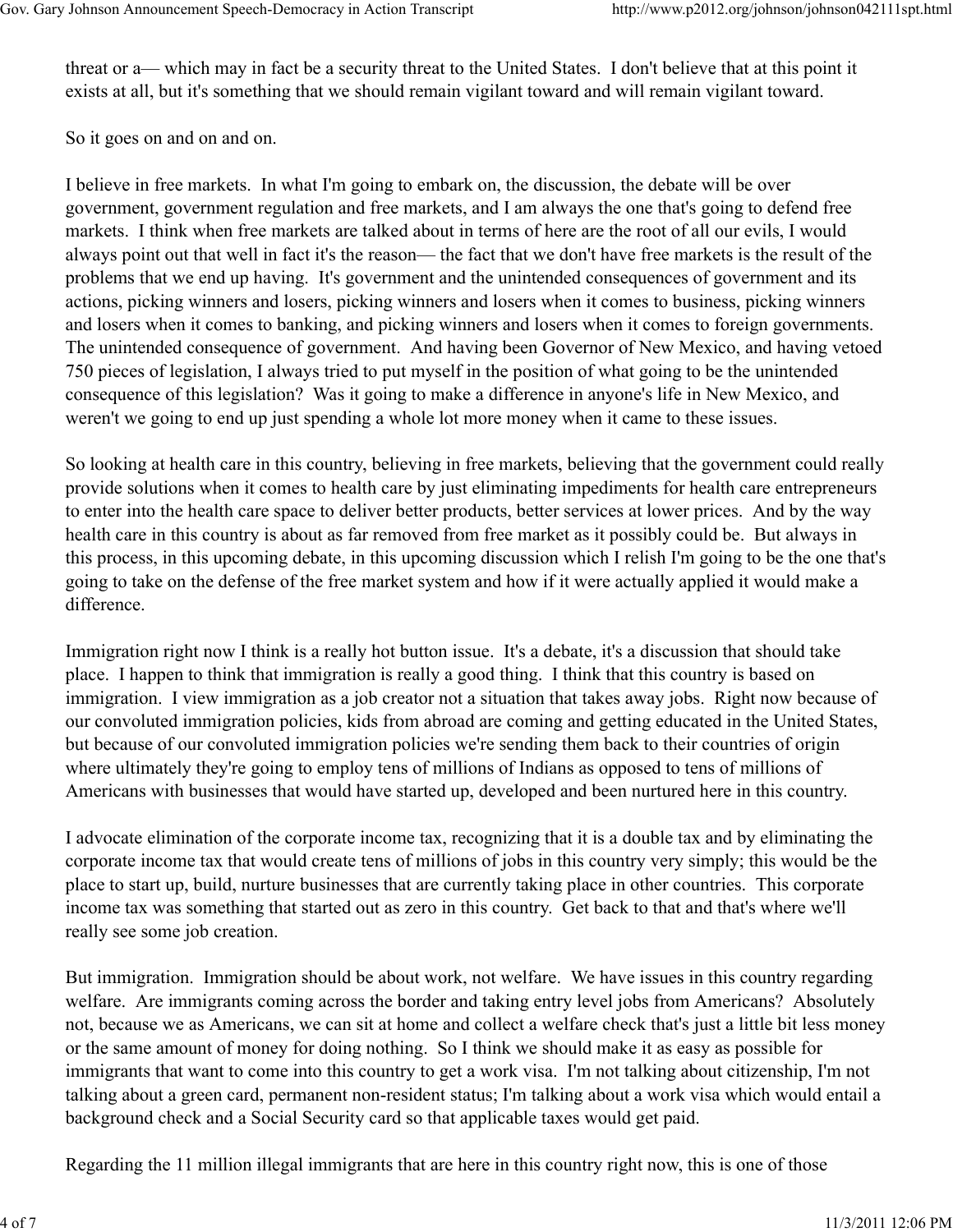threat or a— which may in fact be a security threat to the United States. I don't believe that at this point it exists at all, but it's something that we should remain vigilant toward and will remain vigilant toward.

So it goes on and on and on.

I believe in free markets. In what I'm going to embark on, the discussion, the debate will be over government, government regulation and free markets, and I am always the one that's going to defend free markets. I think when free markets are talked about in terms of here are the root of all our evils, I would always point out that well in fact it's the reason— the fact that we don't have free markets is the result of the problems that we end up having. It's government and the unintended consequences of government and its actions, picking winners and losers, picking winners and losers when it comes to business, picking winners and losers when it comes to banking, and picking winners and losers when it comes to foreign governments. The unintended consequence of government. And having been Governor of New Mexico, and having vetoed 750 pieces of legislation, I always tried to put myself in the position of what going to be the unintended consequence of this legislation? Was it going to make a difference in anyone's life in New Mexico, and weren't we going to end up just spending a whole lot more money when it came to these issues.

So looking at health care in this country, believing in free markets, believing that the government could really provide solutions when it comes to health care by just eliminating impediments for health care entrepreneurs to enter into the health care space to deliver better products, better services at lower prices. And by the way health care in this country is about as far removed from free market as it possibly could be. But always in this process, in this upcoming debate, in this upcoming discussion which I relish I'm going to be the one that's going to take on the defense of the free market system and how if it were actually applied it would make a difference.

Immigration right now I think is a really hot button issue. It's a debate, it's a discussion that should take place. I happen to think that immigration is really a good thing. I think that this country is based on immigration. I view immigration as a job creator not a situation that takes away jobs. Right now because of our convoluted immigration policies, kids from abroad are coming and getting educated in the United States, but because of our convoluted immigration policies we're sending them back to their countries of origin where ultimately they're going to employ tens of millions of Indians as opposed to tens of millions of Americans with businesses that would have started up, developed and been nurtured here in this country.

I advocate elimination of the corporate income tax, recognizing that it is a double tax and by eliminating the corporate income tax that would create tens of millions of jobs in this country very simply; this would be the place to start up, build, nurture businesses that are currently taking place in other countries. This corporate income tax was something that started out as zero in this country. Get back to that and that's where we'll really see some job creation.

But immigration. Immigration should be about work, not welfare. We have issues in this country regarding welfare. Are immigrants coming across the border and taking entry level jobs from Americans? Absolutely not, because we as Americans, we can sit at home and collect a welfare check that's just a little bit less money or the same amount of money for doing nothing. So I think we should make it as easy as possible for immigrants that want to come into this country to get a work visa. I'm not talking about citizenship, I'm not talking about a green card, permanent non-resident status; I'm talking about a work visa which would entail a background check and a Social Security card so that applicable taxes would get paid.

Regarding the 11 million illegal immigrants that are here in this country right now, this is one of those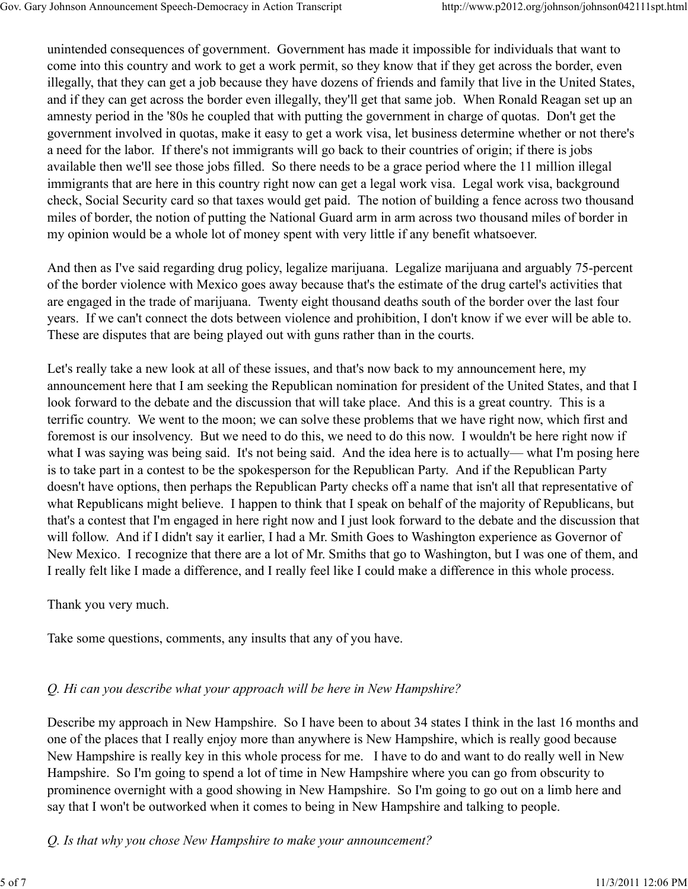unintended consequences of government. Government has made it impossible for individuals that want to come into this country and work to get a work permit, so they know that if they get across the border, even illegally, that they can get a job because they have dozens of friends and family that live in the United States, and if they can get across the border even illegally, they'll get that same job. When Ronald Reagan set up an amnesty period in the '80s he coupled that with putting the government in charge of quotas. Don't get the government involved in quotas, make it easy to get a work visa, let business determine whether or not there's a need for the labor. If there's not immigrants will go back to their countries of origin; if there is jobs available then we'll see those jobs filled. So there needs to be a grace period where the 11 million illegal immigrants that are here in this country right now can get a legal work visa. Legal work visa, background check, Social Security card so that taxes would get paid. The notion of building a fence across two thousand miles of border, the notion of putting the National Guard arm in arm across two thousand miles of border in my opinion would be a whole lot of money spent with very little if any benefit whatsoever.

And then as I've said regarding drug policy, legalize marijuana. Legalize marijuana and arguably 75-percent of the border violence with Mexico goes away because that's the estimate of the drug cartel's activities that are engaged in the trade of marijuana. Twenty eight thousand deaths south of the border over the last four years. If we can't connect the dots between violence and prohibition, I don't know if we ever will be able to. These are disputes that are being played out with guns rather than in the courts.

Let's really take a new look at all of these issues, and that's now back to my announcement here, my announcement here that I am seeking the Republican nomination for president of the United States, and that I look forward to the debate and the discussion that will take place. And this is a great country. This is a terrific country. We went to the moon; we can solve these problems that we have right now, which first and foremost is our insolvency. But we need to do this, we need to do this now. I wouldn't be here right now if what I was saying was being said. It's not being said. And the idea here is to actually— what I'm posing here is to take part in a contest to be the spokesperson for the Republican Party. And if the Republican Party doesn't have options, then perhaps the Republican Party checks off a name that isn't all that representative of what Republicans might believe. I happen to think that I speak on behalf of the majority of Republicans, but that's a contest that I'm engaged in here right now and I just look forward to the debate and the discussion that will follow. And if I didn't say it earlier, I had a Mr. Smith Goes to Washington experience as Governor of New Mexico. I recognize that there are a lot of Mr. Smiths that go to Washington, but I was one of them, and I really felt like I made a difference, and I really feel like I could make a difference in this whole process.

Thank you very much.

Take some questions, comments, any insults that any of you have.

*Q. Hi can you describe what your approach will be here in New Hampshire?*

Describe my approach in New Hampshire. So I have been to about 34 states I think in the last 16 months and one of the places that I really enjoy more than anywhere is New Hampshire, which is really good because New Hampshire is really key in this whole process for me. I have to do and want to do really well in New Hampshire. So I'm going to spend a lot of time in New Hampshire where you can go from obscurity to prominence overnight with a good showing in New Hampshire. So I'm going to go out on a limb here and say that I won't be outworked when it comes to being in New Hampshire and talking to people.

*Q. Is that why you chose New Hampshire to make your announcement?*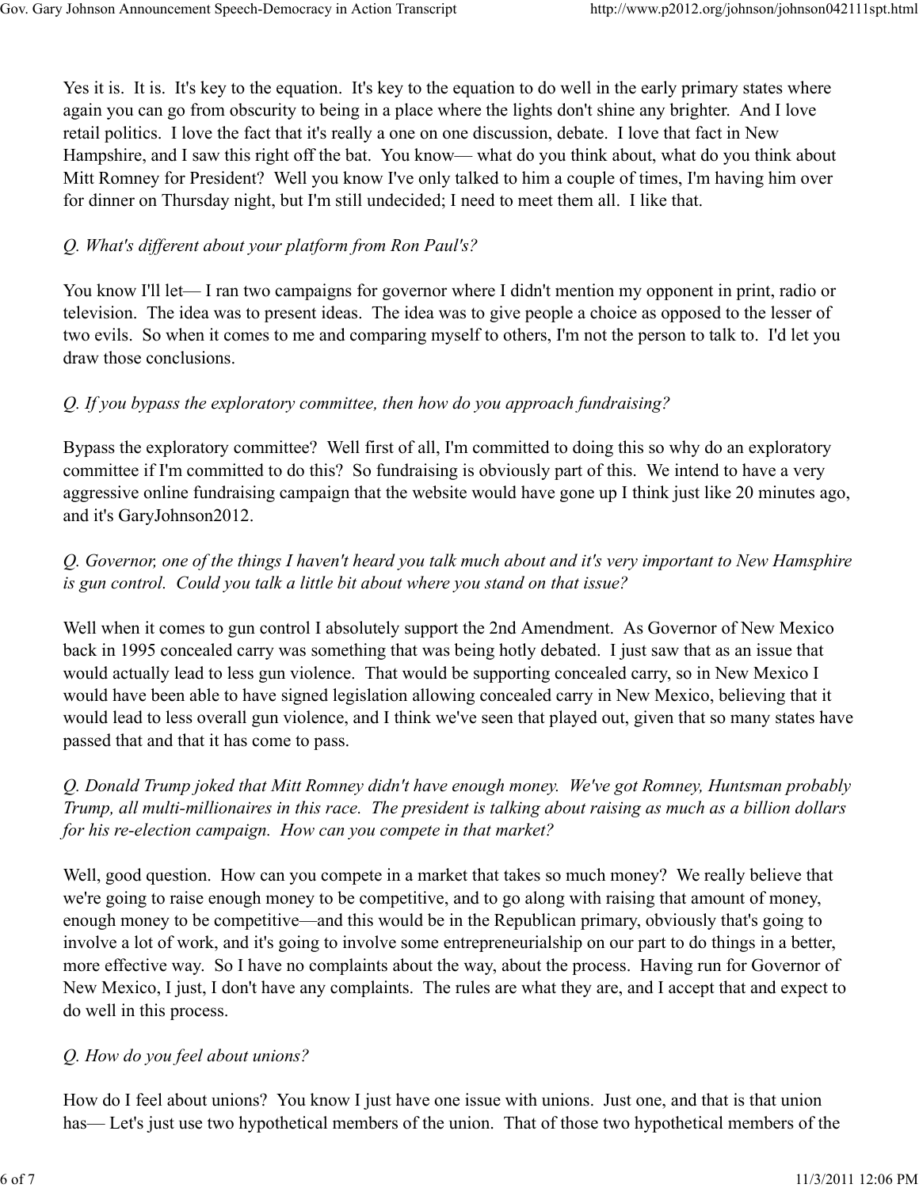Yes it is. It is. It's key to the equation. It's key to the equation to do well in the early primary states where again you can go from obscurity to being in a place where the lights don't shine any brighter. And I love retail politics. I love the fact that it's really a one on one discussion, debate. I love that fact in New Hampshire, and I saw this right off the bat. You know— what do you think about, what do you think about Mitt Romney for President? Well you know I've only talked to him a couple of times, I'm having him over for dinner on Thursday night, but I'm still undecided; I need to meet them all. I like that.

*Q. What's different about your platform from Ron Paul's?*

You know I'll let— I ran two campaigns for governor where I didn't mention my opponent in print, radio or television. The idea was to present ideas. The idea was to give people a choice as opposed to the lesser of two evils. So when it comes to me and comparing myself to others, I'm not the person to talk to. I'd let you draw those conclusions.

*Q. If you bypass the exploratory committee, then how do you approach fundraising?*

Bypass the exploratory committee? Well first of all, I'm committed to doing this so why do an exploratory committee if I'm committed to do this? So fundraising is obviously part of this. We intend to have a very aggressive online fundraising campaign that the website would have gone up I think just like 20 minutes ago, and it's GaryJohnson2012.

*Q. Governor, one of the things I haven't heard you talk much about and it's very important to New Hamsphire is gun control. Could you talk a little bit about where you stand on that issue?*

Well when it comes to gun control I absolutely support the 2nd Amendment. As Governor of New Mexico back in 1995 concealed carry was something that was being hotly debated. I just saw that as an issue that would actually lead to less gun violence. That would be supporting concealed carry, so in New Mexico I would have been able to have signed legislation allowing concealed carry in New Mexico, believing that it would lead to less overall gun violence, and I think we've seen that played out, given that so many states have passed that and that it has come to pass.

*Q. Donald Trump joked that Mitt Romney didn't have enough money. We've got Romney, Huntsman probably Trump, all multi-millionaires in this race. The president is talking about raising as much as a billion dollars for his re-election campaign. How can you compete in that market?*

Well, good question. How can you compete in a market that takes so much money? We really believe that we're going to raise enough money to be competitive, and to go along with raising that amount of money, enough money to be competitive—and this would be in the Republican primary, obviously that's going to involve a lot of work, and it's going to involve some entrepreneurialship on our part to do things in a better, more effective way. So I have no complaints about the way, about the process. Having run for Governor of New Mexico, I just, I don't have any complaints. The rules are what they are, and I accept that and expect to do well in this process.

*Q. How do you feel about unions?*

How do I feel about unions? You know I just have one issue with unions. Just one, and that is that union has— Let's just use two hypothetical members of the union. That of those two hypothetical members of the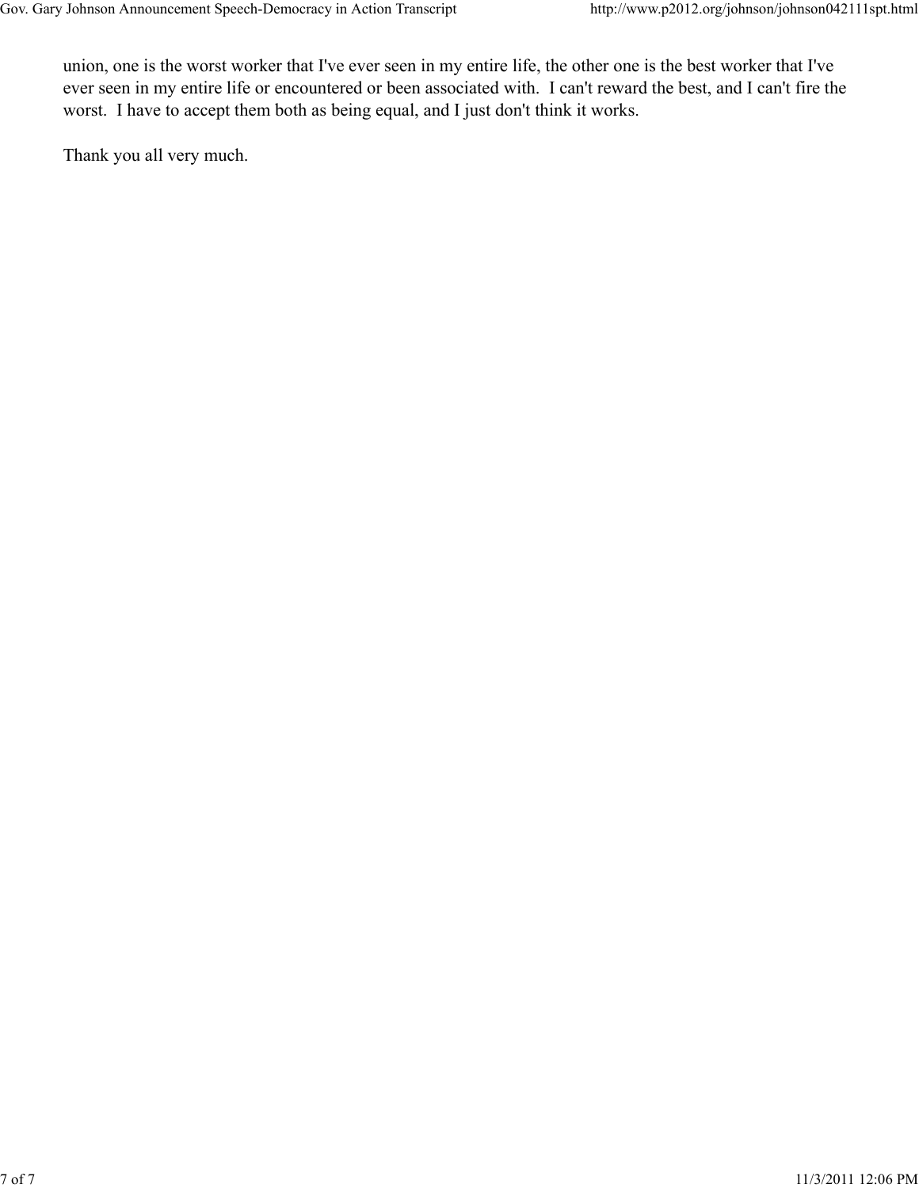union, one is the worst worker that I've ever seen in my entire life, the other one is the best worker that I've ever seen in my entire life or encountered or been associated with. I can't reward the best, and I can't fire the worst. I have to accept them both as being equal, and I just don't think it works.

Thank you all very much.